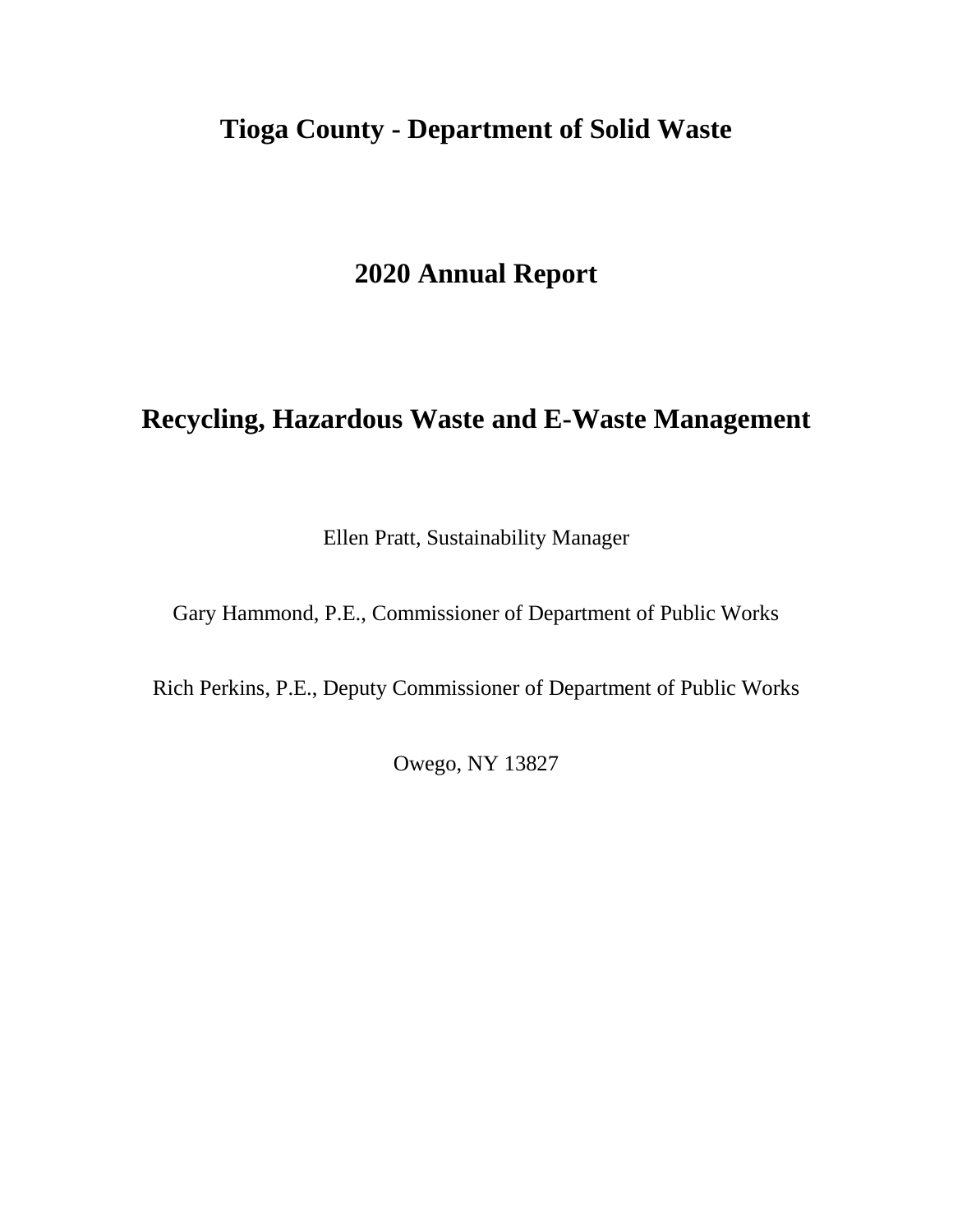# Tioga County - Department of Solid Waste

# 2020 Annual Report

# Recycling, Hazardous Waste and E-Waste Management

Ellen Pratt, Sustainability Manager

Gary Hammond, P.E., Commissioner of Department of Public Works

Rich Perkins, P.E., Deputy Commissioner of Department of Public Works

Owego, NY 13827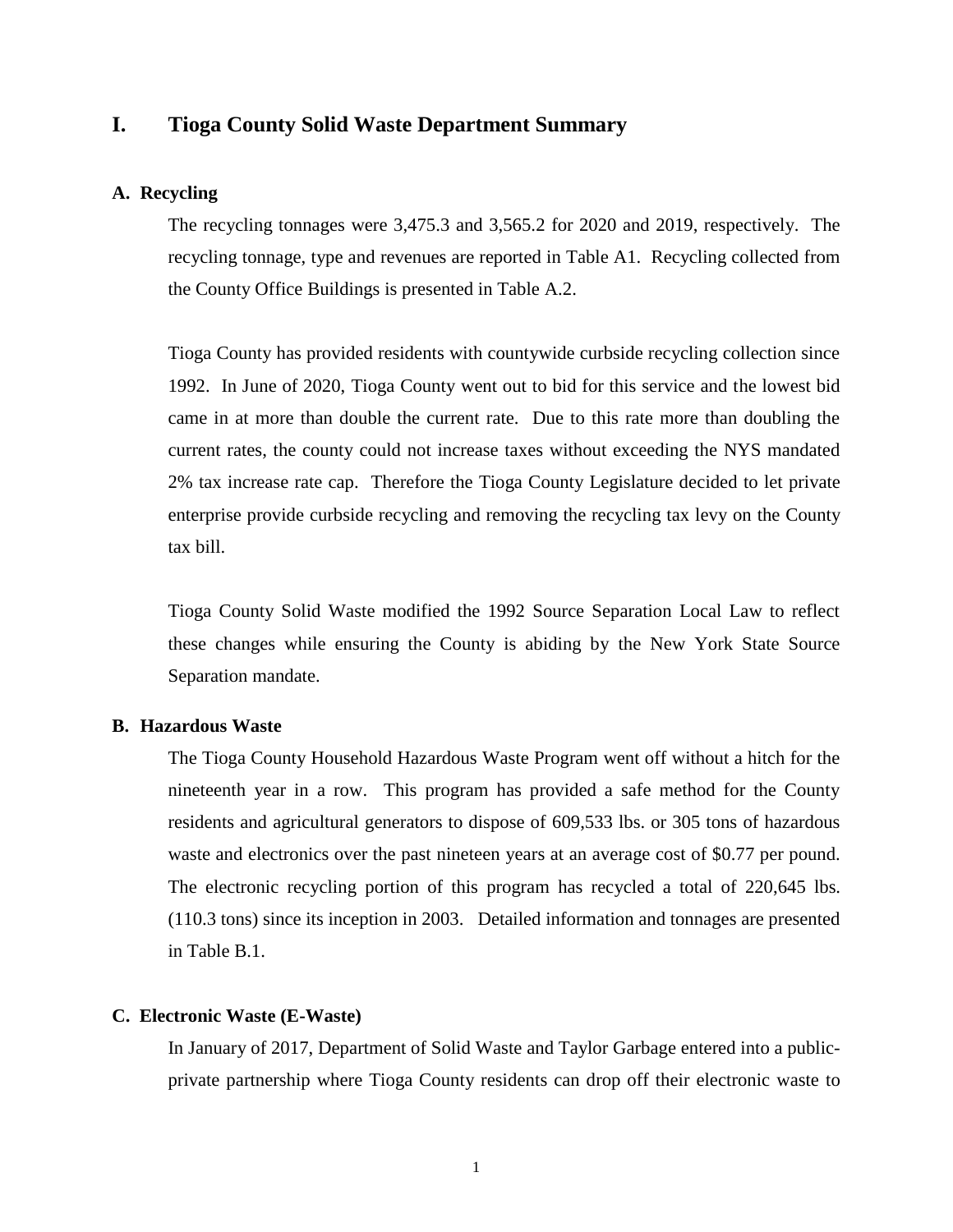# I. Tioga County Solid Waste Department Summary

## A. Recycling

The recycling tonnages were 3,475.3 and 3,565.2 for 2020 and 2019, respectively. The recycling tonnage, type and revenues are reported in Table A1. Recycling collected from the County Office Buildings is presented in Table A.2.

Tioga County has provided residents with countywide curbside recycling collection since 1992. In June of 2020, Tioga County went out to bid for this service and the lowest bid came in at more than double the current rate. Due to this rate more than doubling the current rates, the county could not increase taxes without exceeding the NYS mandated 2% tax increase rate cap. Therefore the Tioga County Legislature decided to let private enterprise provide curbside recycling and removing the recycling tax levy on the County tax bill.

Tioga County Solid Waste modified the 1992 Source Separation Local Law to reflect these changes while ensuring the County is abiding by the New York State Source Separation mandate.

## B. Hazardous Waste

The Tioga County Household Hazardous Waste Program went off without a hitch for the nineteenth year in a row. This program has provided a safe method for the County residents and agricultural generators to dispose of 609,533 lbs. or 305 tons of hazardous waste and electronics over the past nineteen years at an average cost of $0.77 per pound. The electronic recycling portion of this program has recycled a total of 220,645 lbs. (110.3 tons) since its inception in 2003. Detailed information and tonnages are presented in Table B.1.

## C. Electronic Waste (E-Waste)

In January of 2017, Department of Solid Waste and Taylor Garbage entered into a public-private partnership where Tioga County residents can drop off their electronic waste to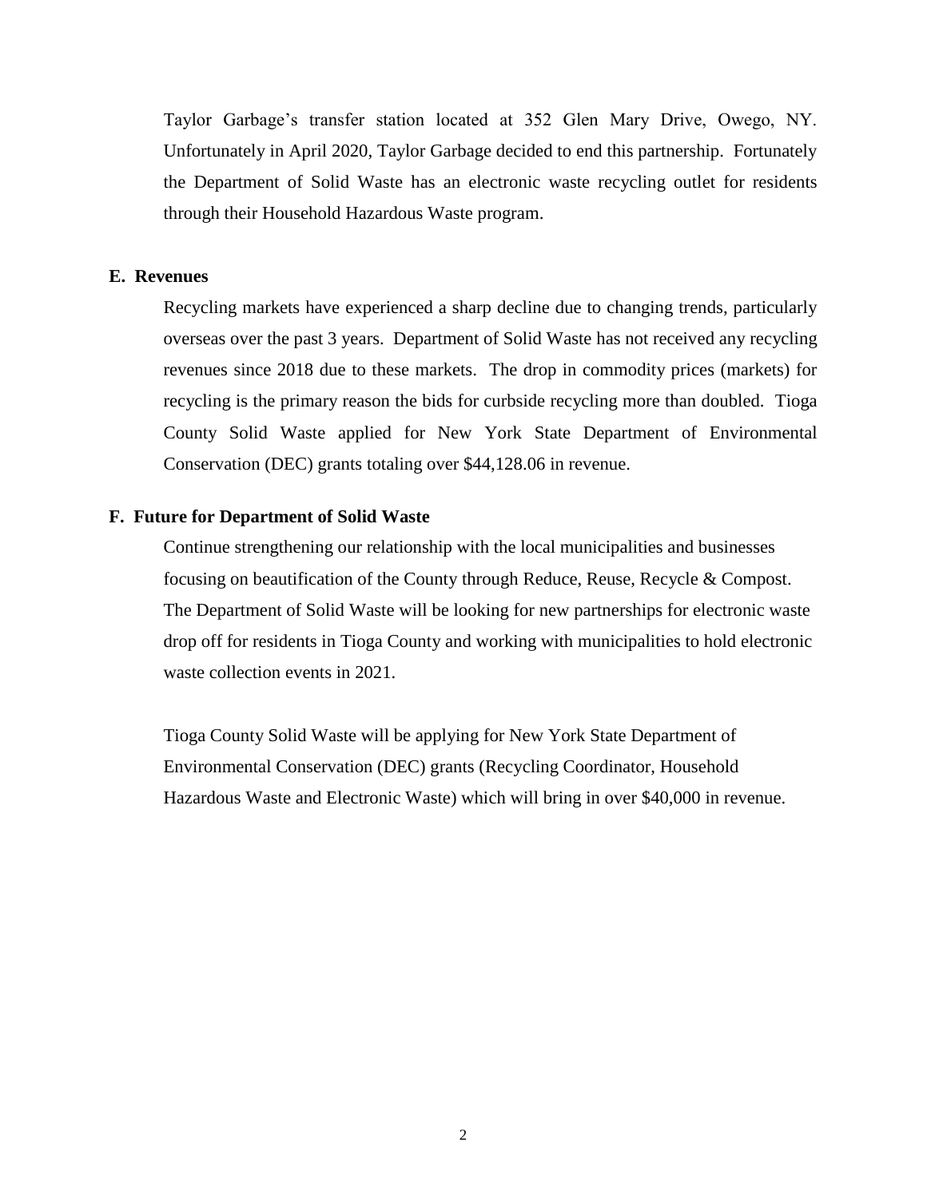Taylor Garbage's transfer station located at 352 Glen Mary Drive, Owego, NY. Unfortunately in April 2020, Taylor Garbage decided to end this partnership. Fortunately the Department of Solid Waste has an electronic waste recycling outlet for residents through their Household Hazardous Waste program.

### E. Revenues

Recycling markets have experienced a sharp decline due to changing trends, particularly overseas over the past 3 years. Department of Solid Waste has not received any recycling revenues since 2018 due to these markets. The drop in commodity prices (markets) for recycling is the primary reason the bids for curbside recycling more than doubled. Tioga County Solid Waste applied for New York State Department of Environmental Conservation (DEC) grants totaling over $44,128.06 in revenue.

### F. Future for Department of Solid Waste

Continue strengthening our relationship with the local municipalities and businesses focusing on beautification of the County through Reduce, Reuse, Recycle & Compost. The Department of Solid Waste will be looking for new partnerships for electronic waste drop off for residents in Tioga County and working with municipalities to hold electronic waste collection events in 2021.

Tioga County Solid Waste will be applying for New York State Department of Environmental Conservation (DEC) grants (Recycling Coordinator, Household Hazardous Waste and Electronic Waste) which will bring in over $40,000 in revenue.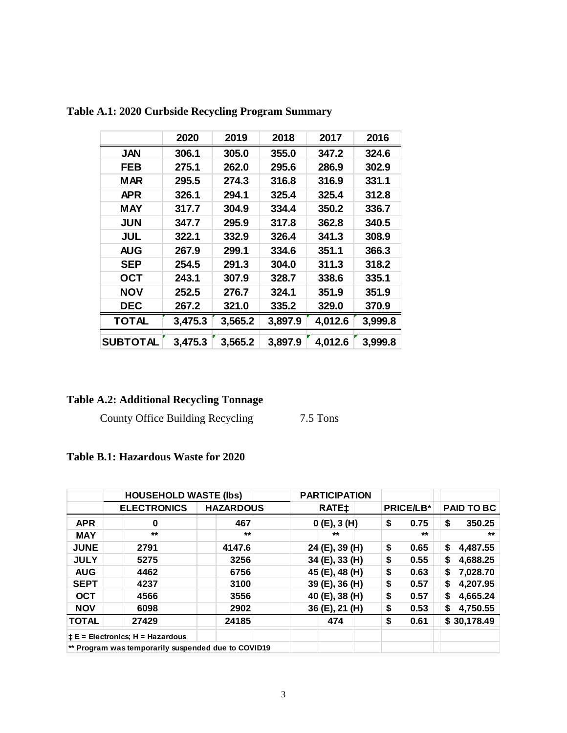**Table A.1: 2020 Curbside Recycling Program Summary**

| | 2020 | 2019 | 2018 | 2017 | 2016 |
|---|---|---|---|---|---|
| JAN | 306.1 | 305.0 | 355.0 | 347.2 | 324.6 |
| FEB | 275.1 | 262.0 | 295.6 | 286.9 | 302.9 |
| MAR | 295.5 | 274.3 | 316.8 | 316.9 | 331.1 |
| APR | 326.1 | 294.1 | 325.4 | 325.4 | 312.8 |
| MAY | 317.7 | 304.9 | 334.4 | 350.2 | 336.7 |
| JUN | 347.7 | 295.9 | 317.8 | 362.8 | 340.5 |
| JUL | 322.1 | 332.9 | 326.4 | 341.3 | 308.9 |
| AUG | 267.9 | 299.1 | 334.6 | 351.1 | 366.3 |
| SEP | 254.5 | 291.3 | 304.0 | 311.3 | 318.2 |
| OCT | 243.1 | 307.9 | 328.7 | 338.6 | 335.1 |
| NOV | 252.5 | 276.7 | 324.1 | 351.9 | 351.9 |
| DEC | 267.2 | 321.0 | 335.2 | 329.0 | 370.9 |
| TOTAL | 3,475.3 | 3,565.2 | 3,897.9 | 4,012.6 | 3,999.8 |
| SUBTOTAL | 3,475.3 | 3,565.2 | 3,897.9 | 4,012.6 | 3,999.8 |

**Table A.2: Additional Recycling Tonnage**

County Office Building Recycling 7.5 Tons

**Table B.1: Hazardous Waste for 2020**

| | HOUSEHOLD WASTE (lbs) | | PARTICIPATION | | |
|---|---|---|---|---|---|
| | ELECTRONICS | HAZARDOUS | RATE‡ | PRICE/LB* | PAID TO BC |
| APR | 0 | 467 | 0 (E), 3 (H) | $ 0.75 | $ 350.25 |
| MAY | ** | ** | ** | ** | ** |
| JUNE | 2791 | 4147.6 | 24 (E), 39 (H) | $ 0.65 | $ 4,487.55 |
| JULY | 5275 | 3256 | 34 (E), 33 (H) | $ 0.55 | $ 4,688.25 |
| AUG | 4462 | 6756 | 45 (E), 48 (H) | $ 0.63 | $ 7,028.70 |
| SEPT | 4237 | 3100 | 39 (E), 36 (H) | $ 0.57 | $ 4,207.95 |
| OCT | 4566 | 3556 | 40 (E), 38 (H) | $ 0.57 | $ 4,665.24 |
| NOV | 6098 | 2902 | 36 (E), 21 (H) | $ 0.53 | $ 4,750.55 |
| TOTAL | 27429 | 24185 | 474 | $ 0.61 | $ 30,178.49 |

‡ E = Electronics; H = Hazardous

** Program was temporarily suspended due to COVID19